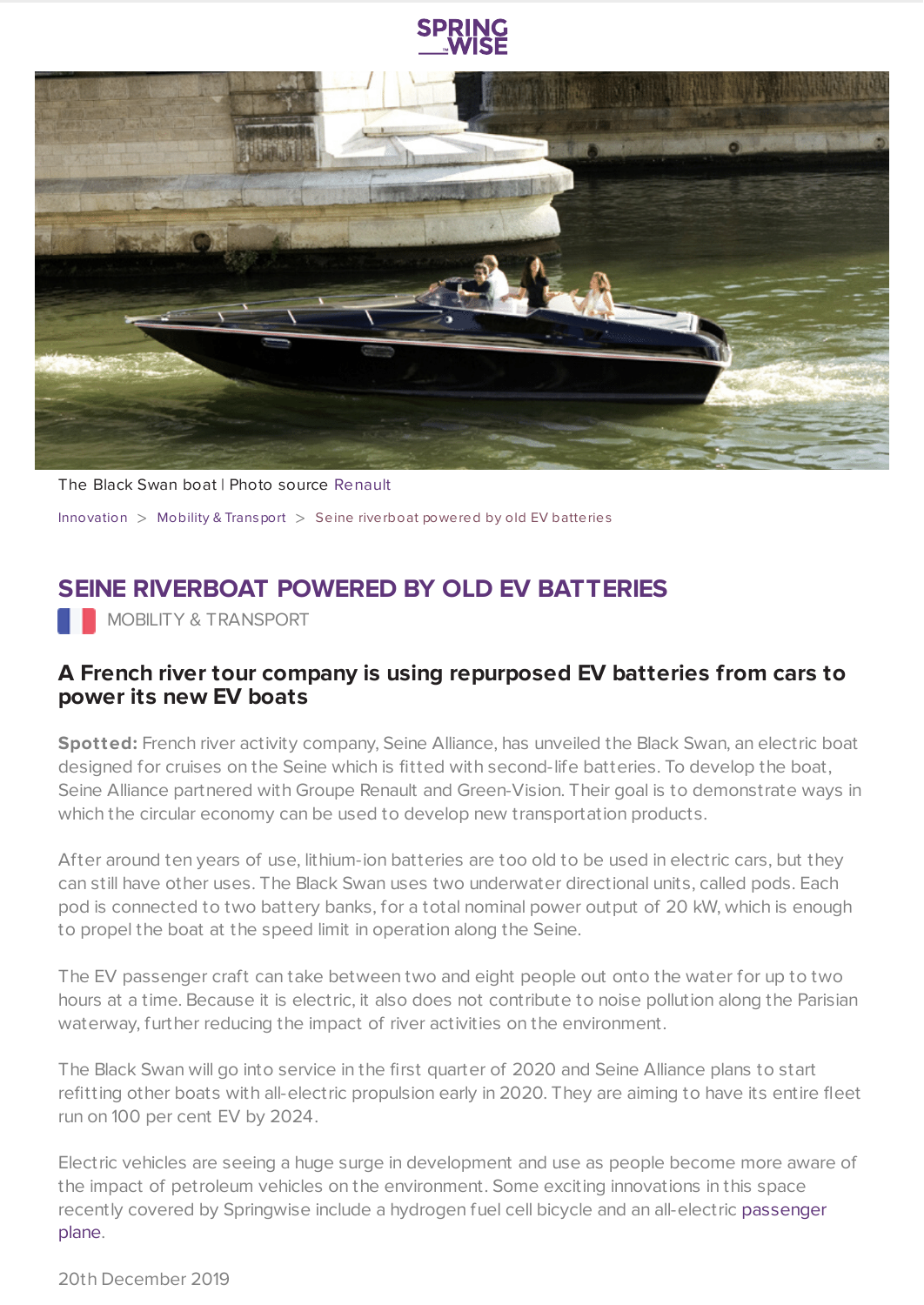The Black Swan boat | Photo source Renault

Innovation > Mobility & Transport > Seine riverboat powered by old EV batteries

# SEINE RIVERBOAT POWERED BY OLD EV BATTERIES

MOBILITY & TRANSPORT

## A French river tour company is using repurposed EV batteries from cars to power its new EV boats

**Spotted:** French river activity company, Seine Alliance, has unveiled the Black Swan, an electric boat designed for cruises on the Seine which is fitted with second-life batteries. To develop the boat, Seine Alliance partnered with Groupe Renault and Green-Vision. Their goal is to demonstrate ways in which the circular economy can be used to develop new transportation products.

After around ten years of use, lithium-ion batteries are too old to be used in electric cars, but they can still have other uses. The Black Swan uses two underwater directional units, called pods. Each pod is connected to two battery banks, for a total nominal power output of 20 kW, which is enough to propel the boat at the speed limit in operation along the Seine.

The EV passenger craft can take between two and eight people out onto the water for up to two hours at a time. Because it is electric, it also does not contribute to noise pollution along the Parisian waterway, further reducing the impact of river activities on the environment.

The Black Swan will go into service in the first quarter of 2020 and Seine Alliance plans to start refitting other boats with all-electric propulsion early in 2020. They are aiming to have its entire fleet run on 100 per cent EV by 2024.

Electric vehicles are seeing a huge surge in development and use as people become more aware of the impact of petroleum vehicles on the environment. Some exciting innovations in this space recently covered by Springwise include a hydrogen fuel cell bicycle and an all-electric passenger plane.

20th December 2019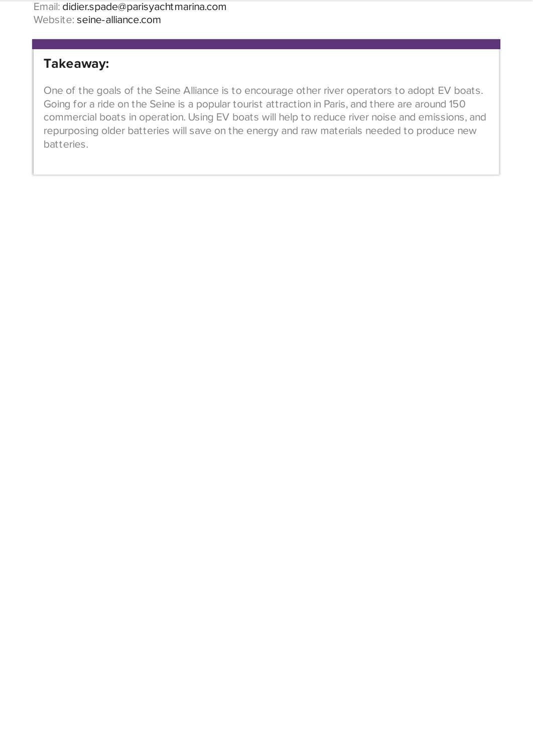Email: didier.spade@parisyachtmarina.com
Website: seine-alliance.com

### Takeaway:

One of the goals of the Seine Alliance is to encourage other river operators to adopt EV boats. Going for a ride on the Seine is a popular tourist attraction in Paris, and there are around 150 commercial boats in operation. Using EV boats will help to reduce river noise and emissions, and repurposing older batteries will save on the energy and raw materials needed to produce new batteries.